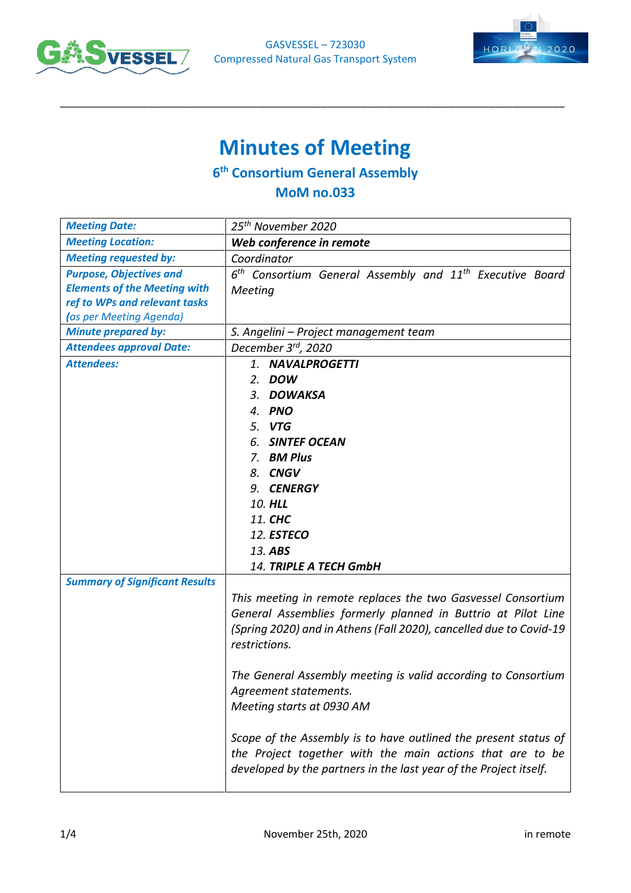GASVESSEL – 723030
Compressed Natural Gas Transport System

# Minutes of Meeting

## 6th Consortium General Assembly

## MoM no.033

| | |
|---|---|
| ***Meeting Date:*** | *25th November 2020* |
| ***Meeting Location:*** | ***Web conference in remote*** |
| ***Meeting requested by:*** | *Coordinator* |
| ***Purpose, Objectives and Elements of the Meeting with ref to WPs and relevant tasks*** *(as per Meeting Agenda)* | *6th Consortium General Assembly and 11th Executive Board Meeting* |
| ***Minute prepared by:*** | *S. Angelini – Project management team* |
| ***Attendees approval Date:*** | *December 3rd, 2020* |
| ***Attendees:*** | 1. ***NAVALPROGETTI*** <br> 2. ***DOW*** <br> 3. ***DOWAKSA*** <br> 4. ***PNO*** <br> 5. ***VTG*** <br> 6. ***SINTEF OCEAN*** <br> 7. ***BM Plus*** <br> 8. ***CNGV*** <br> 9. ***CENERGY*** <br> 10. ***HLL*** <br> 11. ***CHC*** <br> 12. ***ESTECO*** <br> 13. ***ABS*** <br> 14. ***TRIPLE A TECH GmbH*** |
| ***Summary of Significant Results*** | *This meeting in remote replaces the two Gasvessel Consortium General Assemblies formerly planned in Buttrio at Pilot Line (Spring 2020) and in Athens (Fall 2020), cancelled due to Covid-19 restrictions.* <br><br> *The General Assembly meeting is valid according to Consortium Agreement statements.* <br> *Meeting starts at 0930 AM* <br><br> *Scope of the Assembly is to have outlined the present status of the Project together with the main actions that are to be developed by the partners in the last year of the Project itself.* |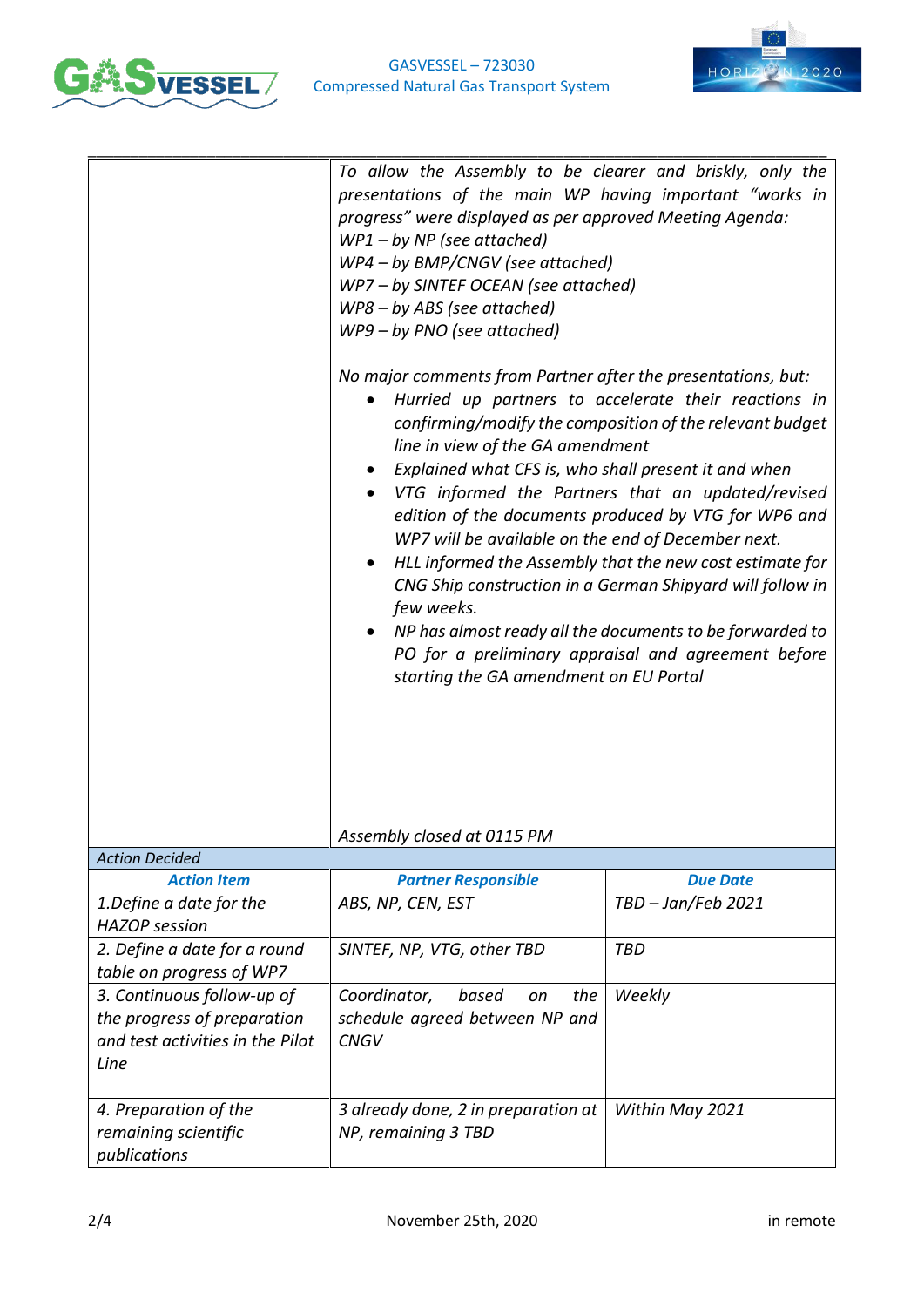| | |
|---|---|
| | *To allow the Assembly to be clearer and briskly, only the presentations of the main WP having important "works in progress" were displayed as per approved Meeting Agenda:*<br>*WP1 – by NP (see attached)*<br>*WP4 – by BMP/CNGV (see attached)*<br>*WP7 – by SINTEF OCEAN (see attached)*<br>*WP8 – by ABS (see attached)*<br>*WP9 – by PNO (see attached)*<br><br>*No major comments from Partner after the presentations, but:*<br>• *Hurried up partners to accelerate their reactions in confirming/modify the composition of the relevant budget line in view of the GA amendment*<br>• *Explained what CFS is, who shall present it and when*<br>• *VTG informed the Partners that an updated/revised edition of the documents produced by VTG for WP6 and WP7 will be available on the end of December next.*<br>• *HLL informed the Assembly that the new cost estimate for CNG Ship construction in a German Shipyard will follow in few weeks.*<br>• *NP has almost ready all the documents to be forwarded to PO for a preliminary appraisal and agreement before starting the GA amendment on EU Portal*<br><br>*Assembly closed at 0115 PM* |

*Action Decided*

| ***Action Item*** | ***Partner Responsible*** | ***Due Date*** |
|---|---|---|
| *1.Define a date for the HAZOP session* | *ABS, NP, CEN, EST* | *TBD – Jan/Feb 2021* |
| *2. Define a date for a round table on progress of WP7* | *SINTEF, NP, VTG, other TBD* | *TBD* |
| *3. Continuous follow-up of the progress of preparation and test activities in the Pilot Line* | *Coordinator, based on the schedule agreed between NP and CNGV* | *Weekly* |
| *4. Preparation of the remaining scientific publications* | *3 already done, 2 in preparation at NP, remaining 3 TBD* | *Within May 2021* |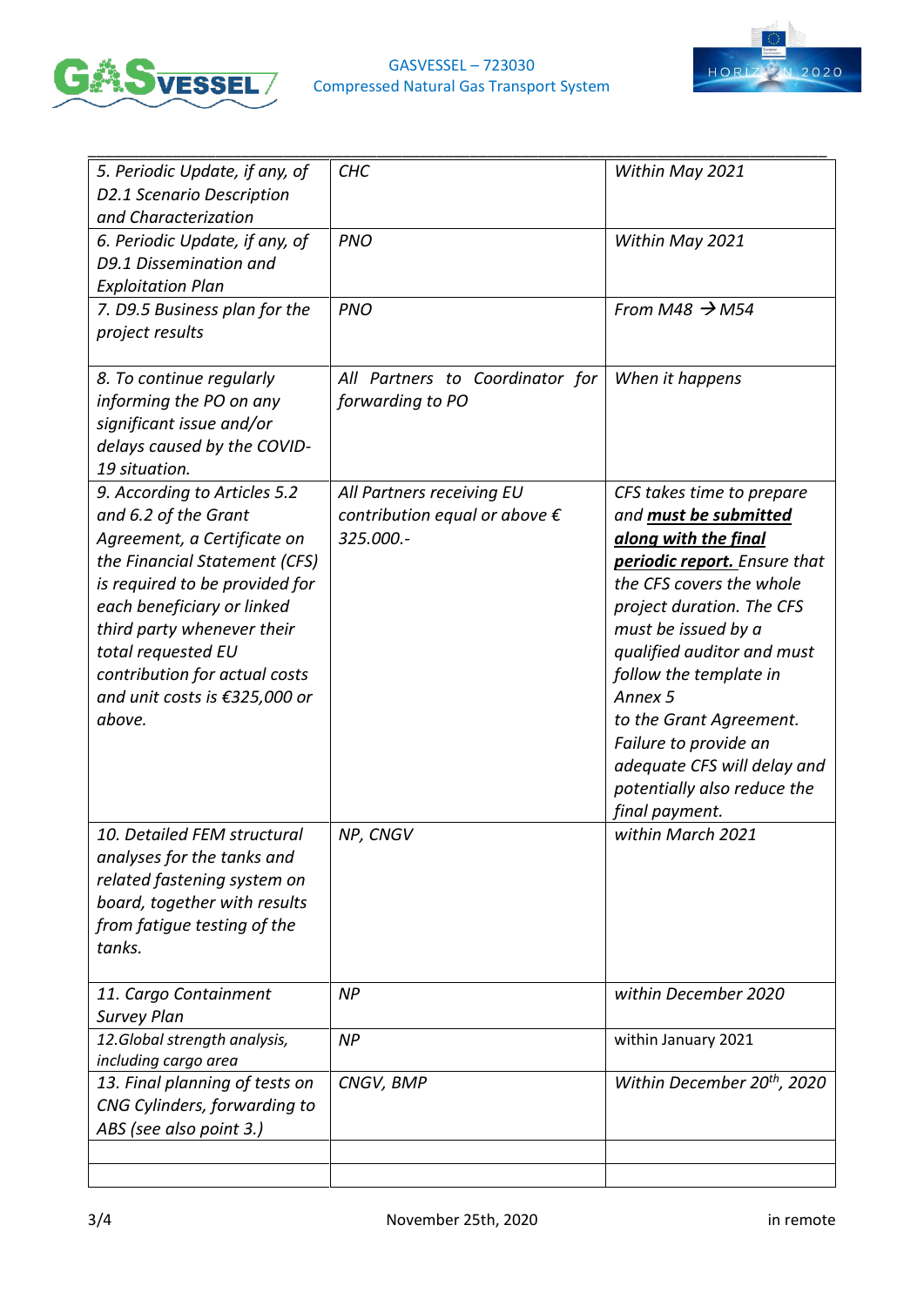| | | |
|---|---|---|
| *5. Periodic Update, if any, of D2.1 Scenario Description and Characterization* | *CHC* | *Within May 2021* |
| *6. Periodic Update, if any, of D9.1 Dissemination and Exploitation Plan* | *PNO* | *Within May 2021* |
| *7. D9.5 Business plan for the project results* | *PNO* | *From M48 → M54* |
| *8. To continue regularly informing the PO on any significant issue and/or delays caused by the COVID-19 situation.* | *All Partners to Coordinator for forwarding to PO* | *When it happens* |
| *9. According to Articles 5.2 and 6.2 of the Grant Agreement, a Certificate on the Financial Statement (CFS) is required to be provided for each beneficiary or linked third party whenever their total requested EU contribution for actual costs and unit costs is €325,000 or above.* | *All Partners receiving EU contribution equal or above € 325.000.-* | *CFS takes time to prepare and **must be submitted along with the final periodic report.** Ensure that the CFS covers the whole project duration. The CFS must be issued by a qualified auditor and must follow the template in Annex 5 to the Grant Agreement. Failure to provide an adequate CFS will delay and potentially also reduce the final payment.* |
| *10. Detailed FEM structural analyses for the tanks and related fastening system on board, together with results from fatigue testing of the tanks.* | *NP, CNGV* | *within March 2021* |
| *11. Cargo Containment Survey Plan* | *NP* | *within December 2020* |
| *12.Global strength analysis, including cargo area* | *NP* | within January 2021 |
| *13. Final planning of tests on CNG Cylinders, forwarding to ABS (see also point 3.)* | *CNGV, BMP* | *Within December 20th, 2020* |
| | | |
| | | |

November 25th, 2020 in remote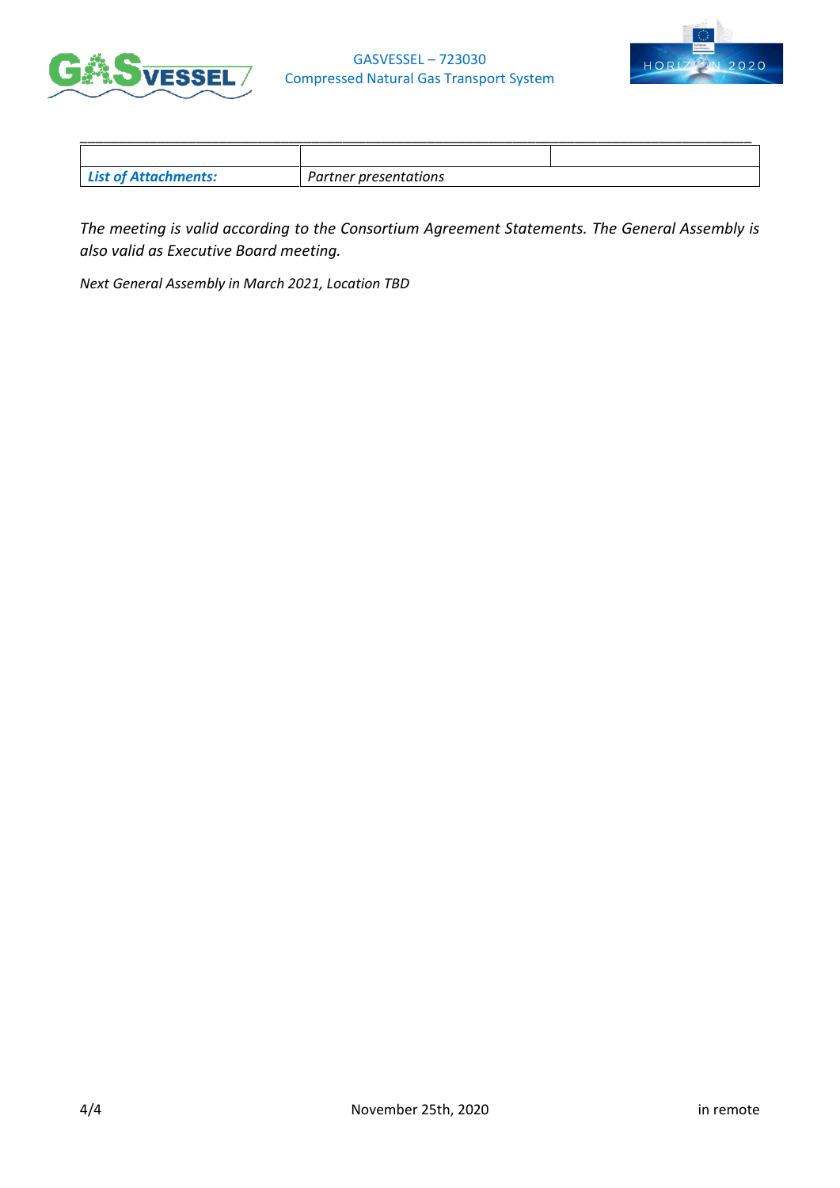| | | |
|---|---|---|
| | | |
| ***List of Attachments:*** | *Partner presentations* | |

*The meeting is valid according to the Consortium Agreement Statements. The General Assembly is also valid as Executive Board meeting.*

*Next General Assembly in March 2021, Location TBD*